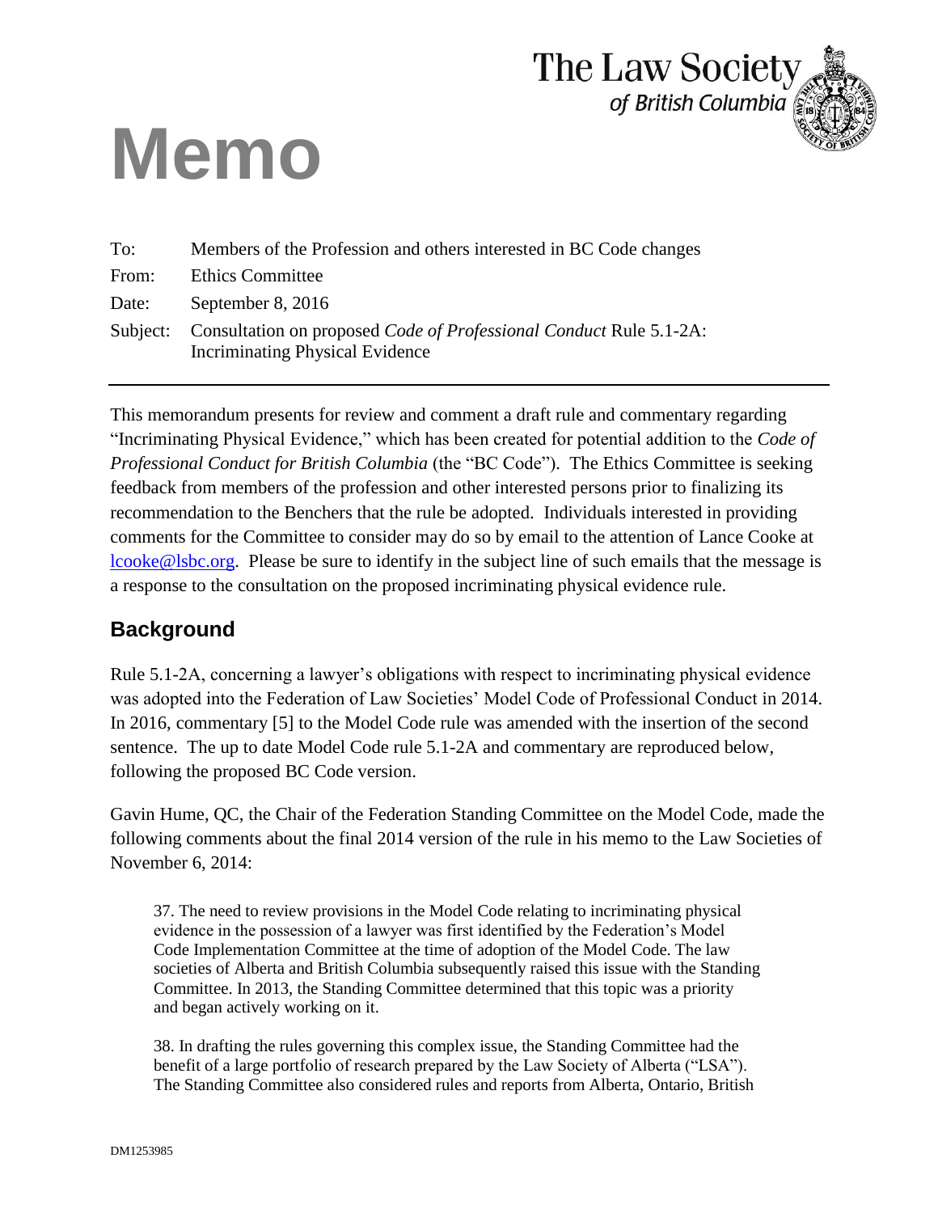The Law Society of British Columbia

# Memo

To: Members of the Profession and others interested in BC Code changes

From: Ethics Committee

Date: September 8, 2016

Subject: Consultation on proposed *Code of Professional Conduct* Rule 5.1-2A: Incriminating Physical Evidence

---

This memorandum presents for review and comment a draft rule and commentary regarding "Incriminating Physical Evidence," which has been created for potential addition to the *Code of Professional Conduct for British Columbia* (the "BC Code"). The Ethics Committee is seeking feedback from members of the profession and other interested persons prior to finalizing its recommendation to the Benchers that the rule be adopted. Individuals interested in providing comments for the Committee to consider may do so by email to the attention of Lance Cooke at lcooke@lsbc.org. Please be sure to identify in the subject line of such emails that the message is a response to the consultation on the proposed incriminating physical evidence rule.

## Background

Rule 5.1-2A, concerning a lawyer's obligations with respect to incriminating physical evidence was adopted into the Federation of Law Societies' Model Code of Professional Conduct in 2014. In 2016, commentary [5] to the Model Code rule was amended with the insertion of the second sentence. The up to date Model Code rule 5.1-2A and commentary are reproduced below, following the proposed BC Code version.

Gavin Hume, QC, the Chair of the Federation Standing Committee on the Model Code, made the following comments about the final 2014 version of the rule in his memo to the Law Societies of November 6, 2014:

> 37. The need to review provisions in the Model Code relating to incriminating physical evidence in the possession of a lawyer was first identified by the Federation's Model Code Implementation Committee at the time of adoption of the Model Code. The law societies of Alberta and British Columbia subsequently raised this issue with the Standing Committee. In 2013, the Standing Committee determined that this topic was a priority and began actively working on it.
>
> 38. In drafting the rules governing this complex issue, the Standing Committee had the benefit of a large portfolio of research prepared by the Law Society of Alberta ("LSA"). The Standing Committee also considered rules and reports from Alberta, Ontario, British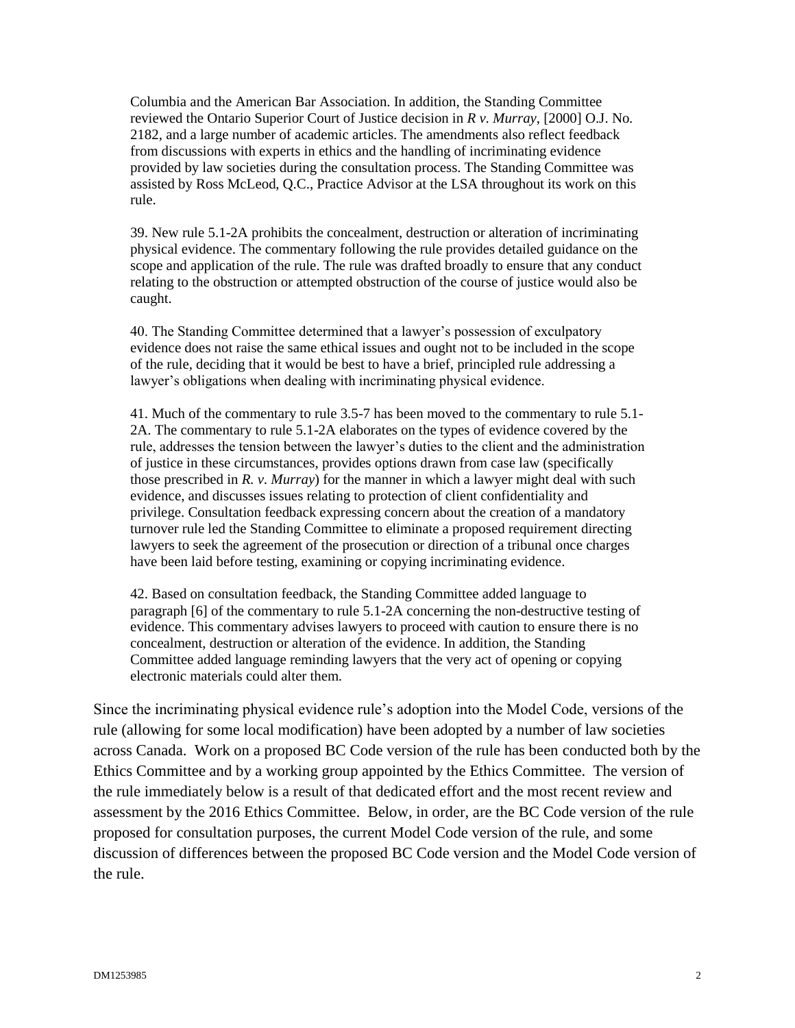> Columbia and the American Bar Association. In addition, the Standing Committee reviewed the Ontario Superior Court of Justice decision in *R v. Murray*, [2000] O.J. No. 2182, and a large number of academic articles. The amendments also reflect feedback from discussions with experts in ethics and the handling of incriminating evidence provided by law societies during the consultation process. The Standing Committee was assisted by Ross McLeod, Q.C., Practice Advisor at the LSA throughout its work on this rule.
>
> 39. New rule 5.1-2A prohibits the concealment, destruction or alteration of incriminating physical evidence. The commentary following the rule provides detailed guidance on the scope and application of the rule. The rule was drafted broadly to ensure that any conduct relating to the obstruction or attempted obstruction of the course of justice would also be caught.
>
> 40. The Standing Committee determined that a lawyer's possession of exculpatory evidence does not raise the same ethical issues and ought not to be included in the scope of the rule, deciding that it would be best to have a brief, principled rule addressing a lawyer's obligations when dealing with incriminating physical evidence.
>
> 41. Much of the commentary to rule 3.5-7 has been moved to the commentary to rule 5.1-2A. The commentary to rule 5.1-2A elaborates on the types of evidence covered by the rule, addresses the tension between the lawyer's duties to the client and the administration of justice in these circumstances, provides options drawn from case law (specifically those prescribed in *R. v. Murray*) for the manner in which a lawyer might deal with such evidence, and discusses issues relating to protection of client confidentiality and privilege. Consultation feedback expressing concern about the creation of a mandatory turnover rule led the Standing Committee to eliminate a proposed requirement directing lawyers to seek the agreement of the prosecution or direction of a tribunal once charges have been laid before testing, examining or copying incriminating evidence.
>
> 42. Based on consultation feedback, the Standing Committee added language to paragraph [6] of the commentary to rule 5.1-2A concerning the non-destructive testing of evidence. This commentary advises lawyers to proceed with caution to ensure there is no concealment, destruction or alteration of the evidence. In addition, the Standing Committee added language reminding lawyers that the very act of opening or copying electronic materials could alter them.

Since the incriminating physical evidence rule's adoption into the Model Code, versions of the rule (allowing for some local modification) have been adopted by a number of law societies across Canada. Work on a proposed BC Code version of the rule has been conducted both by the Ethics Committee and by a working group appointed by the Ethics Committee. The version of the rule immediately below is a result of that dedicated effort and the most recent review and assessment by the 2016 Ethics Committee. Below, in order, are the BC Code version of the rule proposed for consultation purposes, the current Model Code version of the rule, and some discussion of differences between the proposed BC Code version and the Model Code version of the rule.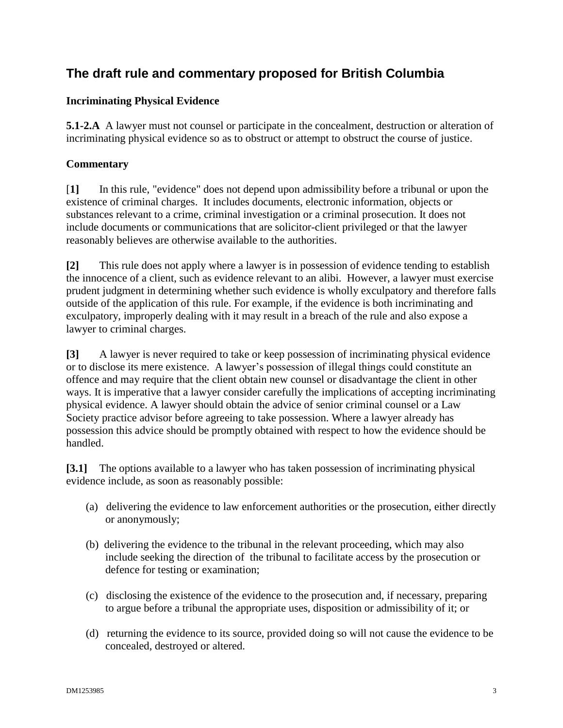## The draft rule and commentary proposed for British Columbia

### Incriminating Physical Evidence

**5.1-2.A** A lawyer must not counsel or participate in the concealment, destruction or alteration of incriminating physical evidence so as to obstruct or attempt to obstruct the course of justice.

### Commentary

[**1**] In this rule, "evidence" does not depend upon admissibility before a tribunal or upon the existence of criminal charges. It includes documents, electronic information, objects or substances relevant to a crime, criminal investigation or a criminal prosecution. It does not include documents or communications that are solicitor-client privileged or that the lawyer reasonably believes are otherwise available to the authorities.

**[2]** This rule does not apply where a lawyer is in possession of evidence tending to establish the innocence of a client, such as evidence relevant to an alibi. However, a lawyer must exercise prudent judgment in determining whether such evidence is wholly exculpatory and therefore falls outside of the application of this rule. For example, if the evidence is both incriminating and exculpatory, improperly dealing with it may result in a breach of the rule and also expose a lawyer to criminal charges.

**[3]** A lawyer is never required to take or keep possession of incriminating physical evidence or to disclose its mere existence. A lawyer's possession of illegal things could constitute an offence and may require that the client obtain new counsel or disadvantage the client in other ways. It is imperative that a lawyer consider carefully the implications of accepting incriminating physical evidence. A lawyer should obtain the advice of senior criminal counsel or a Law Society practice advisor before agreeing to take possession. Where a lawyer already has possession this advice should be promptly obtained with respect to how the evidence should be handled.

**[3.1]** The options available to a lawyer who has taken possession of incriminating physical evidence include, as soon as reasonably possible:

(a) delivering the evidence to law enforcement authorities or the prosecution, either directly or anonymously;

(b) delivering the evidence to the tribunal in the relevant proceeding, which may also include seeking the direction of the tribunal to facilitate access by the prosecution or defence for testing or examination;

(c) disclosing the existence of the evidence to the prosecution and, if necessary, preparing to argue before a tribunal the appropriate uses, disposition or admissibility of it; or

(d) returning the evidence to its source, provided doing so will not cause the evidence to be concealed, destroyed or altered.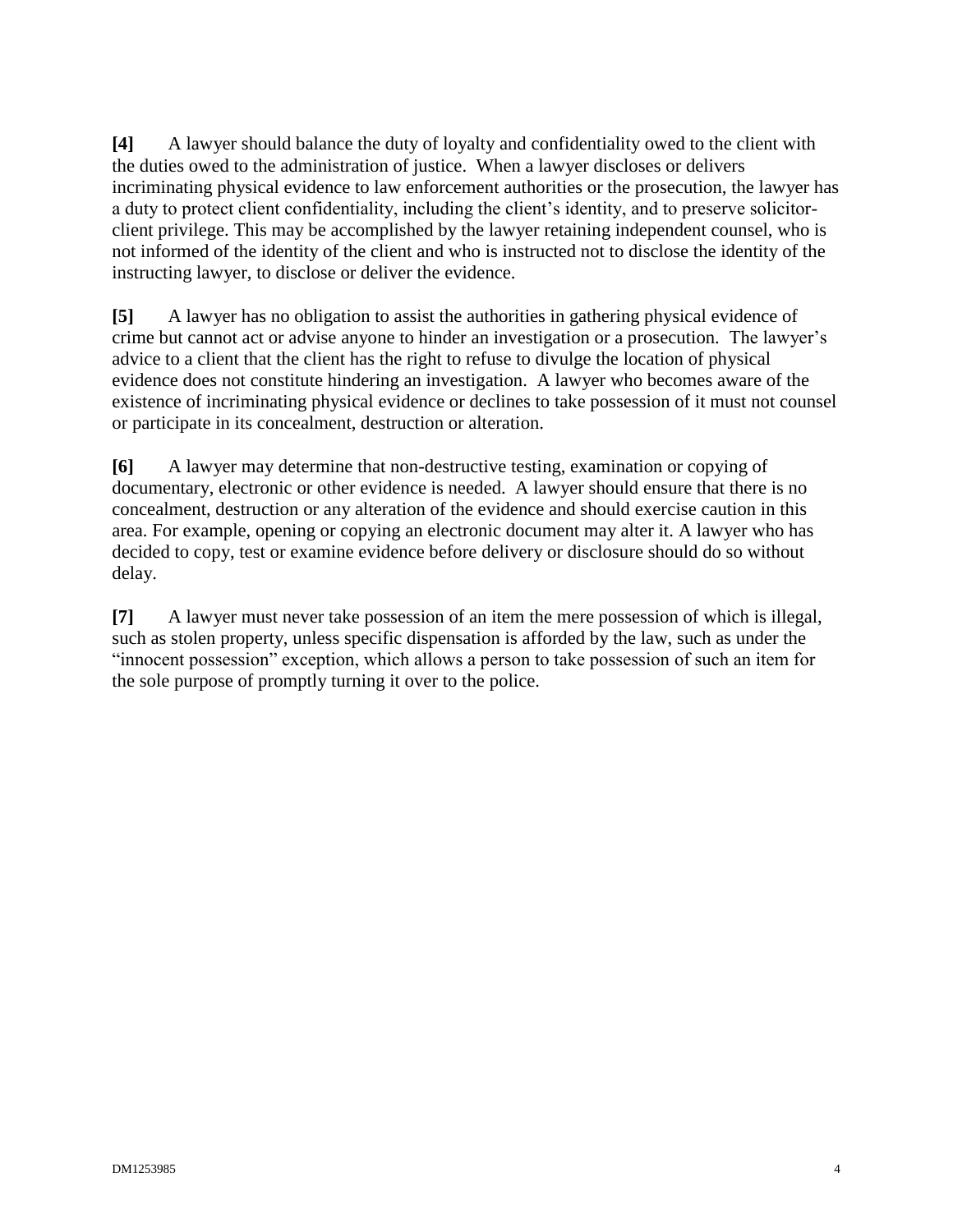**[4]** A lawyer should balance the duty of loyalty and confidentiality owed to the client with the duties owed to the administration of justice. When a lawyer discloses or delivers incriminating physical evidence to law enforcement authorities or the prosecution, the lawyer has a duty to protect client confidentiality, including the client's identity, and to preserve solicitor-client privilege. This may be accomplished by the lawyer retaining independent counsel, who is not informed of the identity of the client and who is instructed not to disclose the identity of the instructing lawyer, to disclose or deliver the evidence.

**[5]** A lawyer has no obligation to assist the authorities in gathering physical evidence of crime but cannot act or advise anyone to hinder an investigation or a prosecution. The lawyer's advice to a client that the client has the right to refuse to divulge the location of physical evidence does not constitute hindering an investigation. A lawyer who becomes aware of the existence of incriminating physical evidence or declines to take possession of it must not counsel or participate in its concealment, destruction or alteration.

**[6]** A lawyer may determine that non-destructive testing, examination or copying of documentary, electronic or other evidence is needed. A lawyer should ensure that there is no concealment, destruction or any alteration of the evidence and should exercise caution in this area. For example, opening or copying an electronic document may alter it. A lawyer who has decided to copy, test or examine evidence before delivery or disclosure should do so without delay.

**[7]** A lawyer must never take possession of an item the mere possession of which is illegal, such as stolen property, unless specific dispensation is afforded by the law, such as under the "innocent possession" exception, which allows a person to take possession of such an item for the sole purpose of promptly turning it over to the police.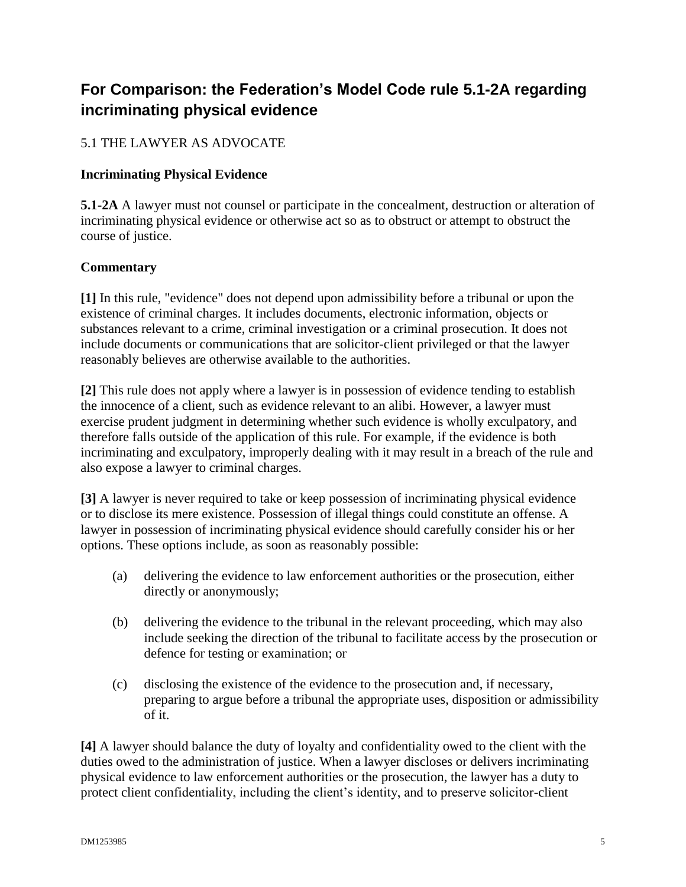## For Comparison: the Federation's Model Code rule 5.1-2A regarding incriminating physical evidence

5.1 THE LAWYER AS ADVOCATE

**Incriminating Physical Evidence**

**5.1-2A** A lawyer must not counsel or participate in the concealment, destruction or alteration of incriminating physical evidence or otherwise act so as to obstruct or attempt to obstruct the course of justice.

**Commentary**

**[1]** In this rule, "evidence" does not depend upon admissibility before a tribunal or upon the existence of criminal charges. It includes documents, electronic information, objects or substances relevant to a crime, criminal investigation or a criminal prosecution. It does not include documents or communications that are solicitor-client privileged or that the lawyer reasonably believes are otherwise available to the authorities.

**[2]** This rule does not apply where a lawyer is in possession of evidence tending to establish the innocence of a client, such as evidence relevant to an alibi. However, a lawyer must exercise prudent judgment in determining whether such evidence is wholly exculpatory, and therefore falls outside of the application of this rule. For example, if the evidence is both incriminating and exculpatory, improperly dealing with it may result in a breach of the rule and also expose a lawyer to criminal charges.

**[3]** A lawyer is never required to take or keep possession of incriminating physical evidence or to disclose its mere existence. Possession of illegal things could constitute an offense. A lawyer in possession of incriminating physical evidence should carefully consider his or her options. These options include, as soon as reasonably possible:

(a) delivering the evidence to law enforcement authorities or the prosecution, either directly or anonymously;

(b) delivering the evidence to the tribunal in the relevant proceeding, which may also include seeking the direction of the tribunal to facilitate access by the prosecution or defence for testing or examination; or

(c) disclosing the existence of the evidence to the prosecution and, if necessary, preparing to argue before a tribunal the appropriate uses, disposition or admissibility of it.

**[4]** A lawyer should balance the duty of loyalty and confidentiality owed to the client with the duties owed to the administration of justice. When a lawyer discloses or delivers incriminating physical evidence to law enforcement authorities or the prosecution, the lawyer has a duty to protect client confidentiality, including the client's identity, and to preserve solicitor-client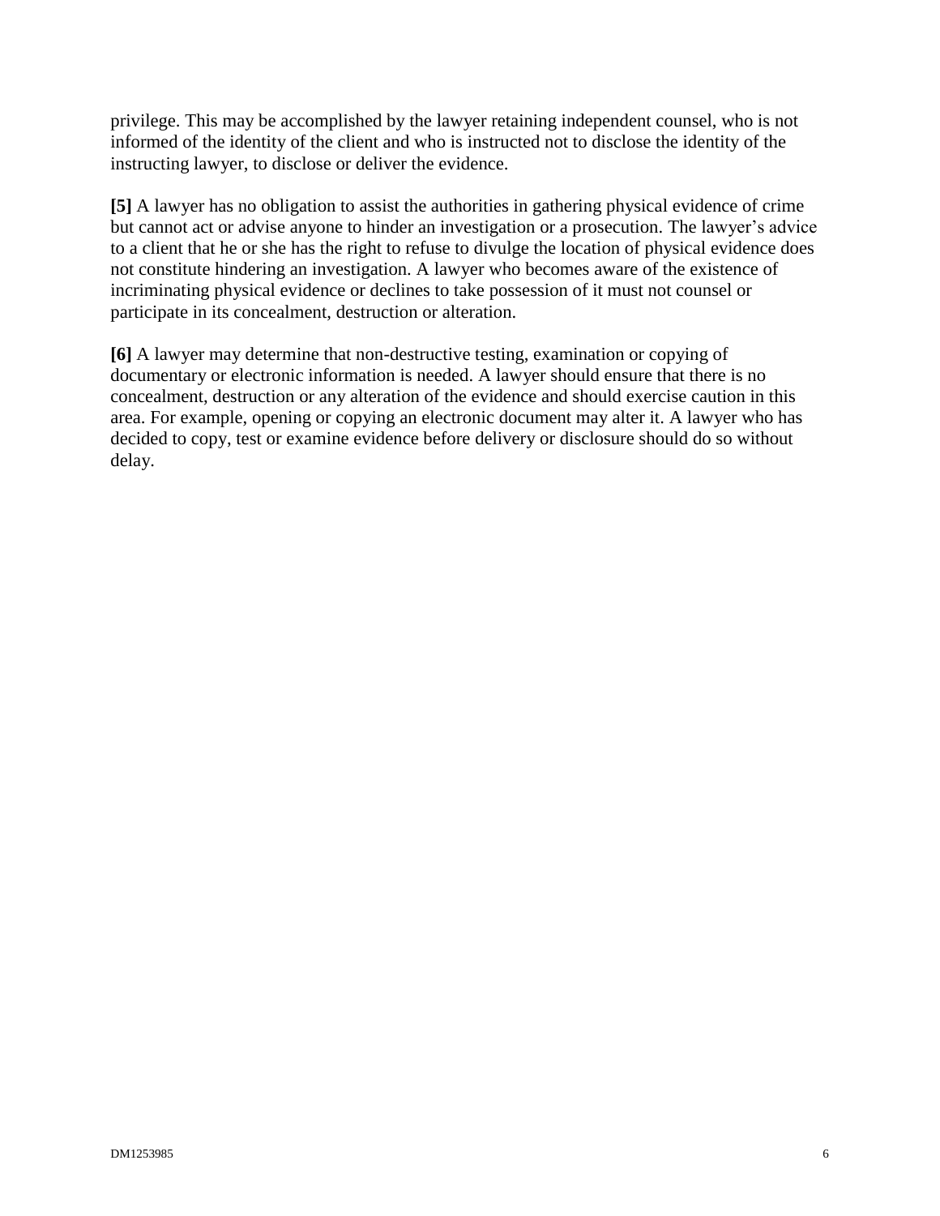privilege. This may be accomplished by the lawyer retaining independent counsel, who is not informed of the identity of the client and who is instructed not to disclose the identity of the instructing lawyer, to disclose or deliver the evidence.

**[5]** A lawyer has no obligation to assist the authorities in gathering physical evidence of crime but cannot act or advise anyone to hinder an investigation or a prosecution. The lawyer's advice to a client that he or she has the right to refuse to divulge the location of physical evidence does not constitute hindering an investigation. A lawyer who becomes aware of the existence of incriminating physical evidence or declines to take possession of it must not counsel or participate in its concealment, destruction or alteration.

**[6]** A lawyer may determine that non-destructive testing, examination or copying of documentary or electronic information is needed. A lawyer should ensure that there is no concealment, destruction or any alteration of the evidence and should exercise caution in this area. For example, opening or copying an electronic document may alter it. A lawyer who has decided to copy, test or examine evidence before delivery or disclosure should do so without delay.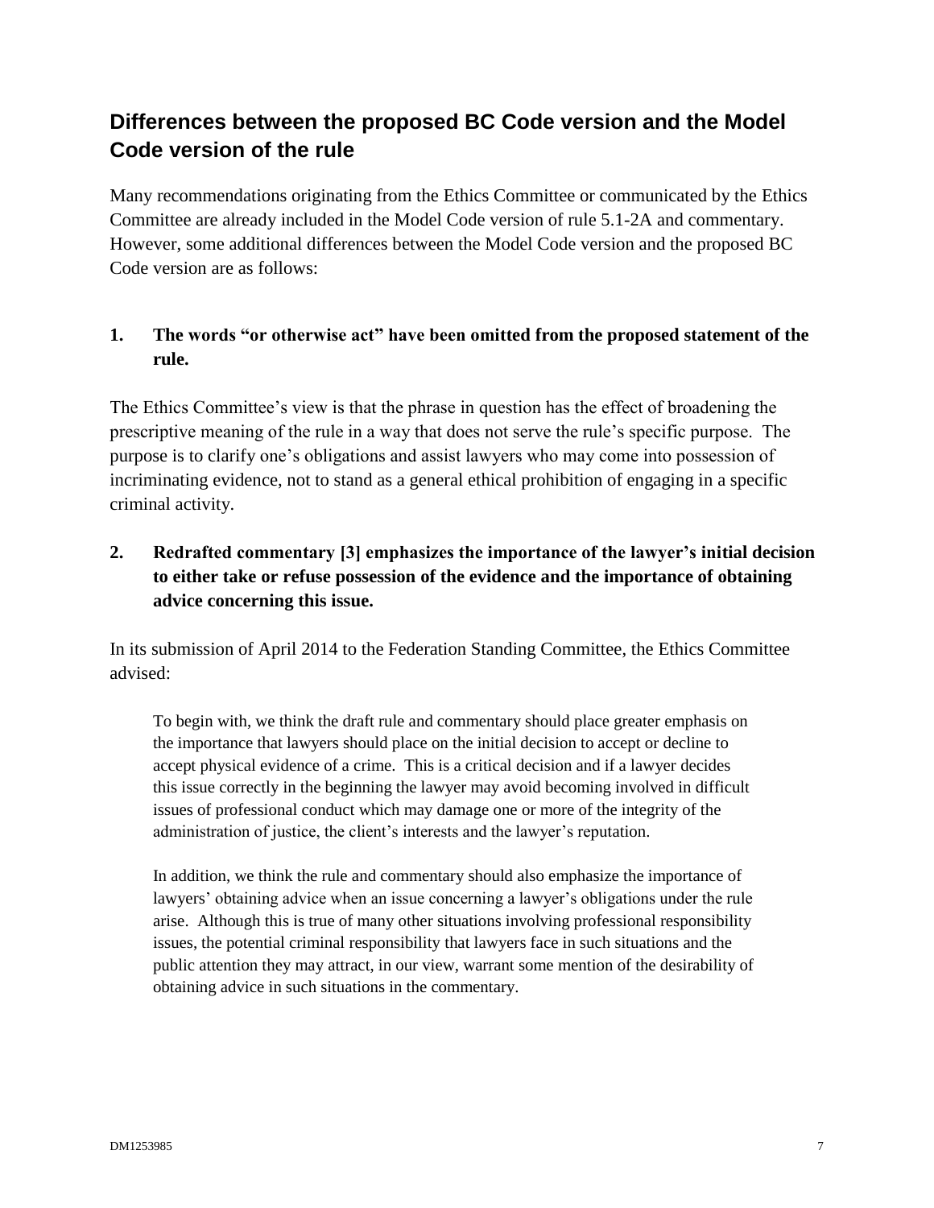## Differences between the proposed BC Code version and the Model Code version of the rule

Many recommendations originating from the Ethics Committee or communicated by the Ethics Committee are already included in the Model Code version of rule 5.1-2A and commentary. However, some additional differences between the Model Code version and the proposed BC Code version are as follows:

### 1. The words "or otherwise act" have been omitted from the proposed statement of the rule.

The Ethics Committee's view is that the phrase in question has the effect of broadening the prescriptive meaning of the rule in a way that does not serve the rule's specific purpose. The purpose is to clarify one's obligations and assist lawyers who may come into possession of incriminating evidence, not to stand as a general ethical prohibition of engaging in a specific criminal activity.

### 2. Redrafted commentary [3] emphasizes the importance of the lawyer's initial decision to either take or refuse possession of the evidence and the importance of obtaining advice concerning this issue.

In its submission of April 2014 to the Federation Standing Committee, the Ethics Committee advised:

> To begin with, we think the draft rule and commentary should place greater emphasis on the importance that lawyers should place on the initial decision to accept or decline to accept physical evidence of a crime. This is a critical decision and if a lawyer decides this issue correctly in the beginning the lawyer may avoid becoming involved in difficult issues of professional conduct which may damage one or more of the integrity of the administration of justice, the client's interests and the lawyer's reputation.
>
> In addition, we think the rule and commentary should also emphasize the importance of lawyers' obtaining advice when an issue concerning a lawyer's obligations under the rule arise. Although this is true of many other situations involving professional responsibility issues, the potential criminal responsibility that lawyers face in such situations and the public attention they may attract, in our view, warrant some mention of the desirability of obtaining advice in such situations in the commentary.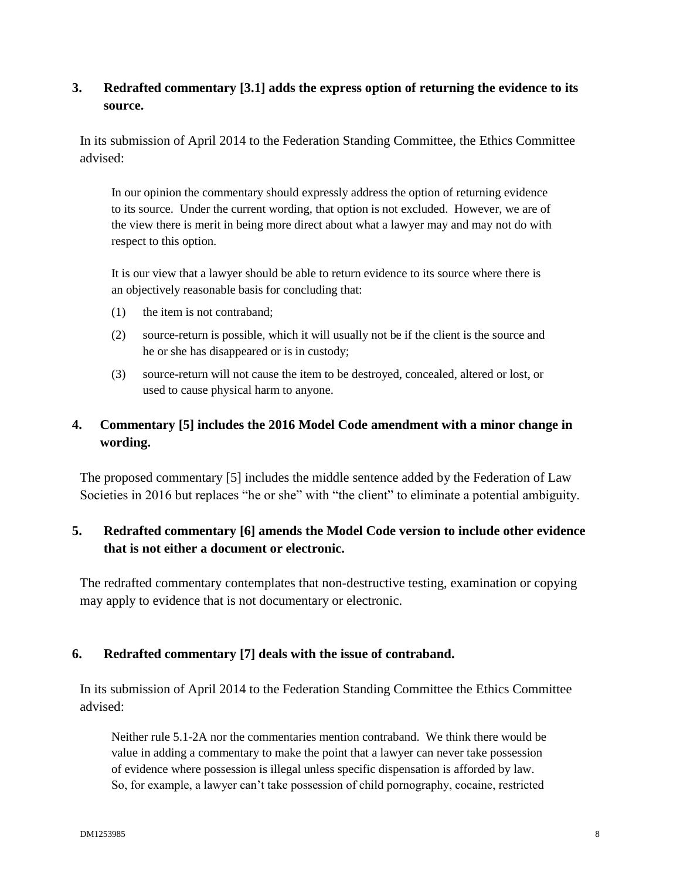## 3. Redrafted commentary [3.1] adds the express option of returning the evidence to its source.

In its submission of April 2014 to the Federation Standing Committee, the Ethics Committee advised:

> In our opinion the commentary should expressly address the option of returning evidence to its source. Under the current wording, that option is not excluded. However, we are of the view there is merit in being more direct about what a lawyer may and may not do with respect to this option.
>
> It is our view that a lawyer should be able to return evidence to its source where there is an objectively reasonable basis for concluding that:
>
> (1) the item is not contraband;
>
> (2) source-return is possible, which it will usually not be if the client is the source and he or she has disappeared or is in custody;
>
> (3) source-return will not cause the item to be destroyed, concealed, altered or lost, or used to cause physical harm to anyone.

## 4. Commentary [5] includes the 2016 Model Code amendment with a minor change in wording.

The proposed commentary [5] includes the middle sentence added by the Federation of Law Societies in 2016 but replaces "he or she" with "the client" to eliminate a potential ambiguity.

## 5. Redrafted commentary [6] amends the Model Code version to include other evidence that is not either a document or electronic.

The redrafted commentary contemplates that non-destructive testing, examination or copying may apply to evidence that is not documentary or electronic.

## 6. Redrafted commentary [7] deals with the issue of contraband.

In its submission of April 2014 to the Federation Standing Committee the Ethics Committee advised:

> Neither rule 5.1-2A nor the commentaries mention contraband. We think there would be value in adding a commentary to make the point that a lawyer can never take possession of evidence where possession is illegal unless specific dispensation is afforded by law. So, for example, a lawyer can't take possession of child pornography, cocaine, restricted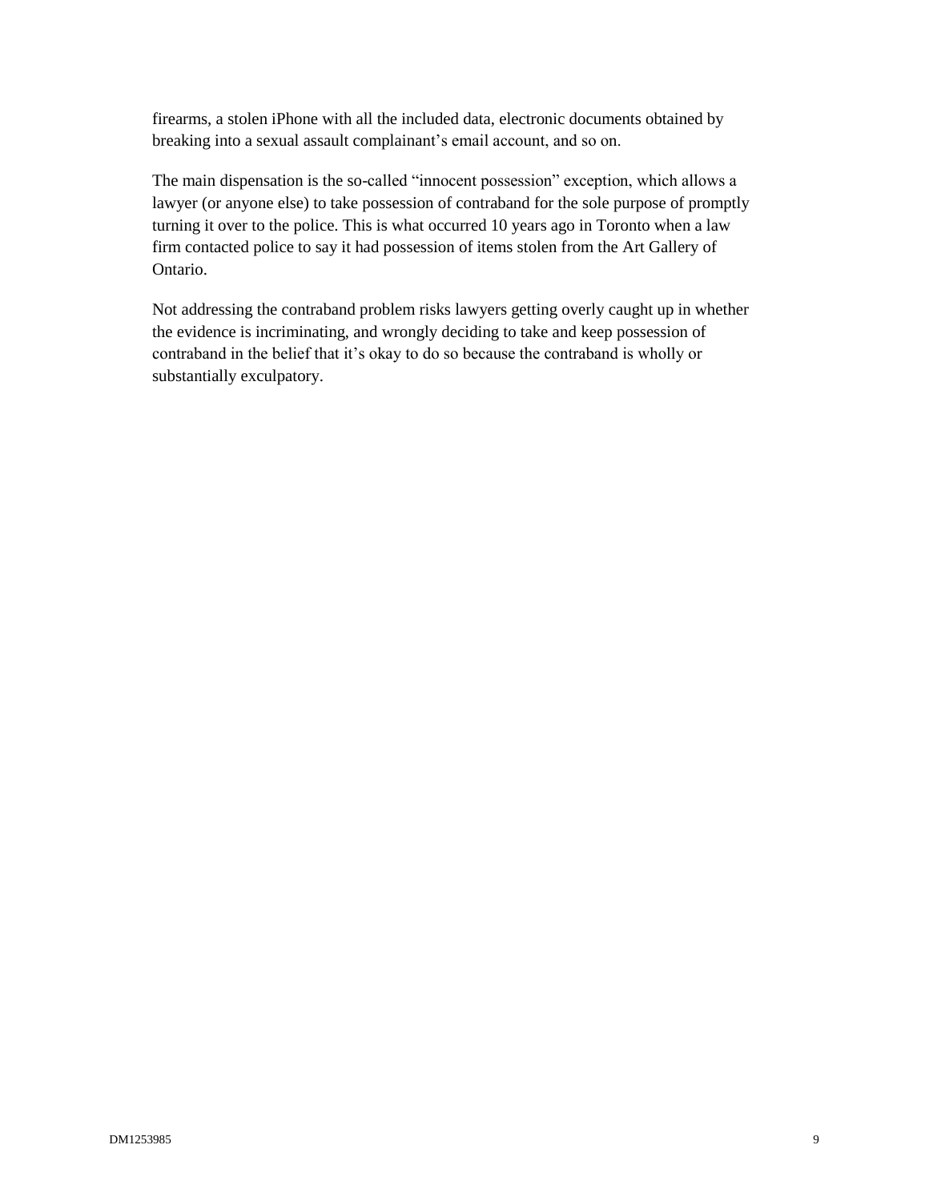firearms, a stolen iPhone with all the included data, electronic documents obtained by breaking into a sexual assault complainant's email account, and so on.

The main dispensation is the so-called "innocent possession" exception, which allows a lawyer (or anyone else) to take possession of contraband for the sole purpose of promptly turning it over to the police. This is what occurred 10 years ago in Toronto when a law firm contacted police to say it had possession of items stolen from the Art Gallery of Ontario.

Not addressing the contraband problem risks lawyers getting overly caught up in whether the evidence is incriminating, and wrongly deciding to take and keep possession of contraband in the belief that it's okay to do so because the contraband is wholly or substantially exculpatory.